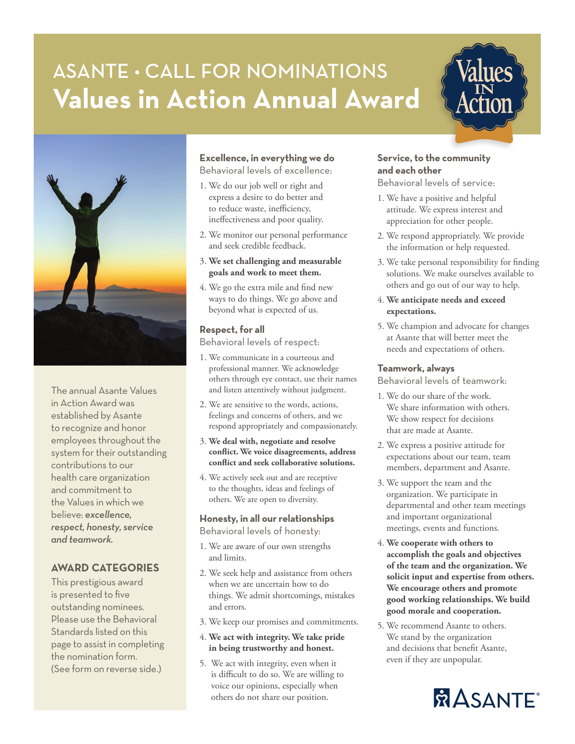# ASANTE • CALL FOR NOMINATIONS
# Values in Action Annual Award

The annual Asante Values in Action Award was established by Asante to recognize and honor employees throughout the system for their outstanding contributions to our health care organization and commitment to the Values in which we believe: ***excellence, respect, honesty, service and teamwork.***

## AWARD CATEGORIES

This prestigious award is presented to five outstanding nominees. Please use the Behavioral Standards listed on this page to assist in completing the nomination form. (See form on reverse side.)

### Excellence, in everything we do

Behavioral levels of excellence:

1. We do our job well or right and express a desire to do better and to reduce waste, inefficiency, ineffectiveness and poor quality.
2. We monitor our personal performance and seek credible feedback.
3. **We set challenging and measurable goals and work to meet them.**
4. We go the extra mile and find new ways to do things. We go above and beyond what is expected of us.

### Respect, for all

Behavioral levels of respect:

1. We communicate in a courteous and professional manner. We acknowledge others through eye contact, use their names and listen attentively without judgment.
2. We are sensitive to the words, actions, feelings and concerns of others, and we respond appropriately and compassionately.
3. **We deal with, negotiate and resolve conflict. We voice disagreements, address conflict and seek collaborative solutions.**
4. We actively seek out and are receptive to the thoughts, ideas and feelings of others. We are open to diversity.

### Honesty, in all our relationships

Behavioral levels of honesty:

1. We are aware of our own strengths and limits.
2. We seek help and assistance from others when we are uncertain how to do things. We admit shortcomings, mistakes and errors.
3. We keep our promises and commitments.
4. **We act with integrity. We take pride in being trustworthy and honest.**
5. We act with integrity, even when it is difficult to do so. We are willing to voice our opinions, especially when others do not share our position.

### Service, to the community and each other

Behavioral levels of service:

1. We have a positive and helpful attitude. We express interest and appreciation for other people.
2. We respond appropriately. We provide the information or help requested.
3. We take personal responsibility for finding solutions. We make ourselves available to others and go out of our way to help.
4. **We anticipate needs and exceed expectations.**
5. We champion and advocate for changes at Asante that will better meet the needs and expectations of others.

### Teamwork, always

Behavioral levels of teamwork:

1. We do our share of the work. We share information with others. We show respect for decisions that are made at Asante.
2. We express a positive attitude for expectations about our team, team members, department and Asante.
3. We support the team and the organization. We participate in departmental and other team meetings and important organizational meetings, events and functions.
4. **We cooperate with others to accomplish the goals and objectives of the team and the organization. We solicit input and expertise from others. We encourage others and promote good working relationships. We build good morale and cooperation.**
5. We recommend Asante to others. We stand by the organization and decisions that benefit Asante, even if they are unpopular.

ASANTE®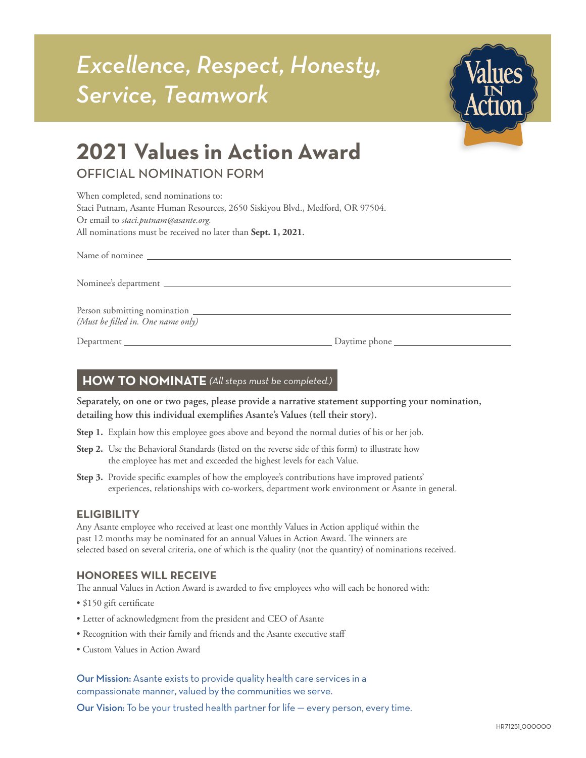# Excellence, Respect, Honesty, Service, Teamwork

Values IN Action

# 2021 Values in Action Award

## OFFICIAL NOMINATION FORM

When completed, send nominations to:
Staci Putnam, Asante Human Resources, 2650 Siskiyou Blvd., Medford, OR 97504.
Or email to *staci.putnam@asante.org.*
All nominations must be received no later than **Sept. 1, 2021.**

Name of nominee ______________________________

Nominee's department ______________________________

Person submitting nomination ______________________________
*(Must be filled in. One name only)*

Department ______________________________ Daytime phone ______________________________

## HOW TO NOMINATE *(All steps must be completed.)*

**Separately, on one or two pages, please provide a narrative statement supporting your nomination, detailing how this individual exemplifies Asante's Values (tell their story).**

**Step 1.** Explain how this employee goes above and beyond the normal duties of his or her job.

**Step 2.** Use the Behavioral Standards (listed on the reverse side of this form) to illustrate how the employee has met and exceeded the highest levels for each Value.

**Step 3.** Provide specific examples of how the employee's contributions have improved patients' experiences, relationships with co-workers, department work environment or Asante in general.

### ELIGIBILITY

Any Asante employee who received at least one monthly Values in Action appliqué within the past 12 months may be nominated for an annual Values in Action Award. The winners are selected based on several criteria, one of which is the quality (not the quantity) of nominations received.

### HONOREES WILL RECEIVE

The annual Values in Action Award is awarded to five employees who will each be honored with:

- $150 gift certificate
- Letter of acknowledgment from the president and CEO of Asante
- Recognition with their family and friends and the Asante executive staff
- Custom Values in Action Award

**Our Mission:** Asante exists to provide quality health care services in a compassionate manner, valued by the communities we serve.

**Our Vision:** To be your trusted health partner for life — every person, every time.

HR71251_000000